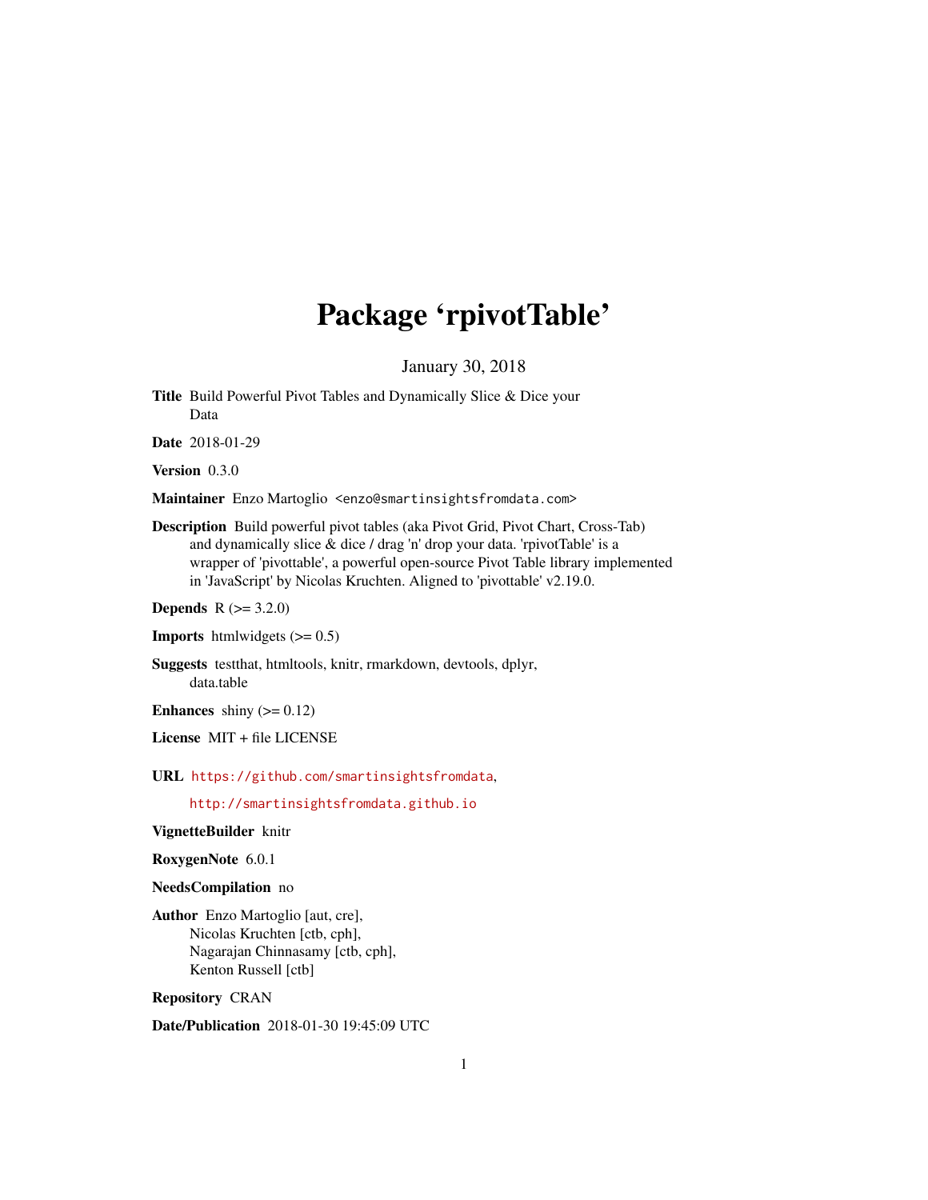# Package 'rpivotTable'

January 30, 2018

**Title** Build Powerful Pivot Tables and Dynamically Slice & Dice your Data

**Date** 2018-01-29

**Version** 0.3.0

**Maintainer** Enzo Martoglio <enzo@smartinsightsfromdata.com>

**Description** Build powerful pivot tables (aka Pivot Grid, Pivot Chart, Cross-Tab) and dynamically slice & dice / drag 'n' drop your data. 'rpivotTable' is a wrapper of 'pivottable', a powerful open-source Pivot Table library implemented in 'JavaScript' by Nicolas Kruchten. Aligned to 'pivottable' v2.19.0.

**Depends** R (>= 3.2.0)

**Imports** htmlwidgets (>= 0.5)

**Suggests** testthat, htmltools, knitr, rmarkdown, devtools, dplyr, data.table

**Enhances** shiny (>= 0.12)

**License** MIT + file LICENSE

**URL** https://github.com/smartinsightsfromdata,

http://smartinsightsfromdata.github.io

**VignetteBuilder** knitr

**RoxygenNote** 6.0.1

**NeedsCompilation** no

**Author** Enzo Martoglio [aut, cre],
Nicolas Kruchten [ctb, cph],
Nagarajan Chinnasamy [ctb, cph],
Kenton Russell [ctb]

**Repository** CRAN

**Date/Publication** 2018-01-30 19:45:09 UTC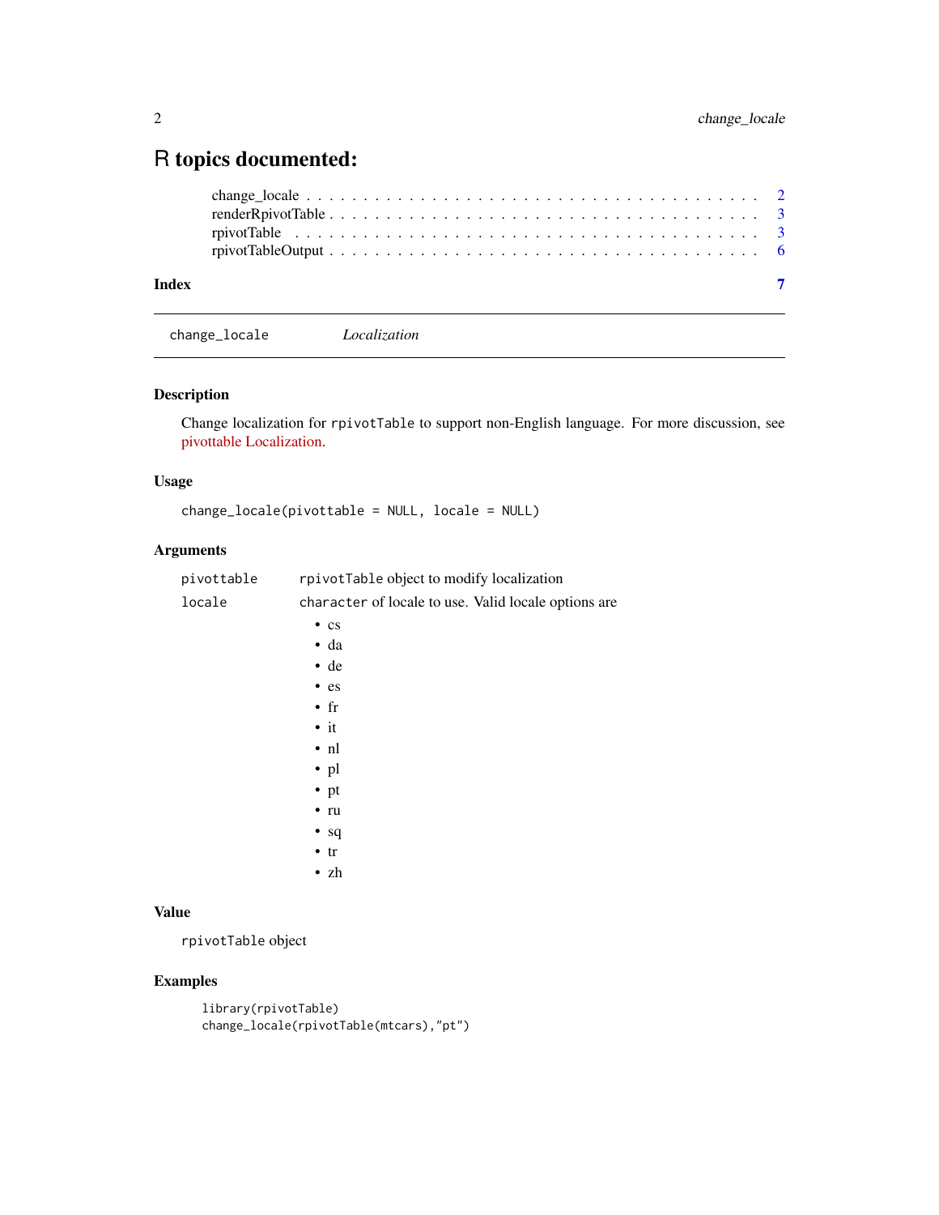# R topics documented:

change_locale . . . . . . . . . . . . . . . . . . . . . . . . . . . . . . . . . . . . . . 2
renderRpivotTable . . . . . . . . . . . . . . . . . . . . . . . . . . . . . . . . . . . . 3
rpivotTable . . . . . . . . . . . . . . . . . . . . . . . . . . . . . . . . . . . . . . . 3
rpivotTableOutput . . . . . . . . . . . . . . . . . . . . . . . . . . . . . . . . . . . . 6

**Index** **7**

---

`change_locale` *Localization*

---

## Description

Change localization for `rpivotTable` to support non-English language. For more discussion, see pivottable Localization.

## Usage

```
change_locale(pivottable = NULL, locale = NULL)
```

## Arguments

| | |
|---|---|
| `pivottable` | `rpivotTable` object to modify localization |
| `locale` | `character` of locale to use. Valid locale options are<br>• cs<br>• da<br>• de<br>• es<br>• fr<br>• it<br>• nl<br>• pl<br>• pt<br>• ru<br>• sq<br>• tr<br>• zh |

## Value

`rpivotTable` object

## Examples

```
library(rpivotTable)
change_locale(rpivotTable(mtcars),"pt")
```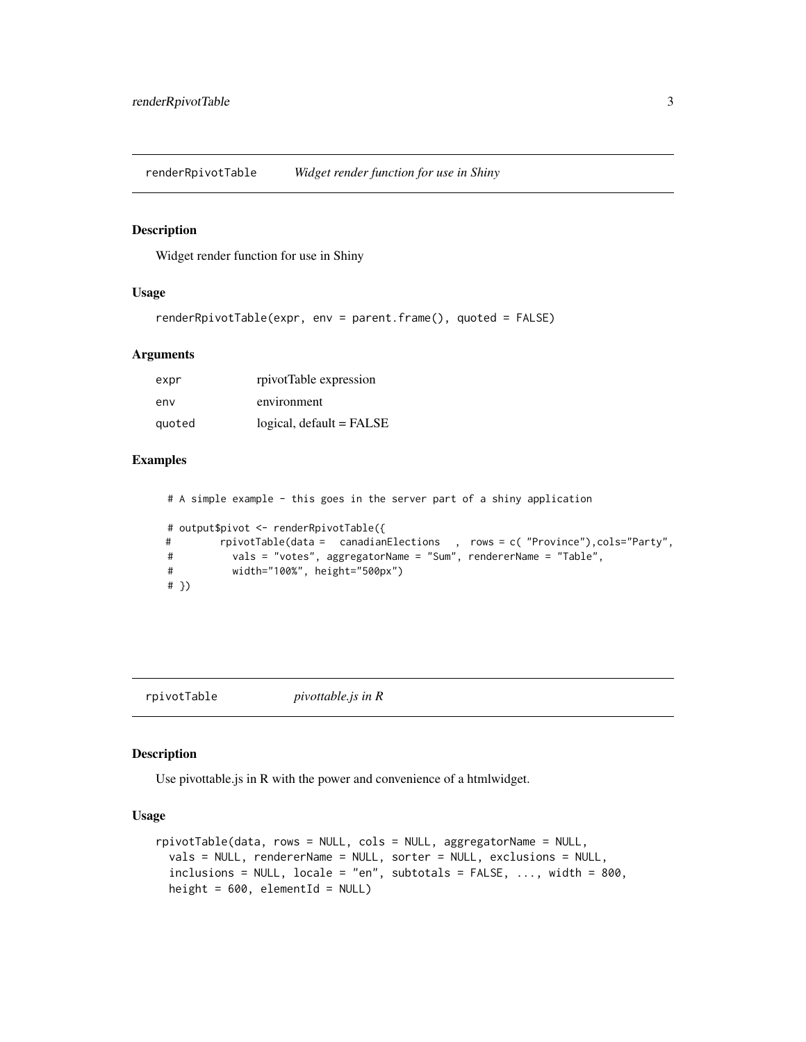## renderRpivotTable *Widget render function for use in Shiny*

### Description

Widget render function for use in Shiny

### Usage

```
renderRpivotTable(expr, env = parent.frame(), quoted = FALSE)
```

### Arguments

| | |
|---|---|
| expr | rpivotTable expression |
| env | environment |
| quoted | logical, default = FALSE |

### Examples

```
 # A simple example - this goes in the server part of a shiny application

 # output$pivot <- renderRpivotTable({
#        rpivotTable(data =   canadianElections   , rows = c( "Province"),cols="Party",
 #          vals = "votes", aggregatorName = "Sum", rendererName = "Table",
 #          width="100%", height="500px")
 # })
```

## rpivotTable *pivottable.js in R*

### Description

Use pivottable.js in R with the power and convenience of a htmlwidget.

### Usage

```
rpivotTable(data, rows = NULL, cols = NULL, aggregatorName = NULL,
  vals = NULL, rendererName = NULL, sorter = NULL, exclusions = NULL,
  inclusions = NULL, locale = "en", subtotals = FALSE, ..., width = 800,
  height = 600, elementId = NULL)
```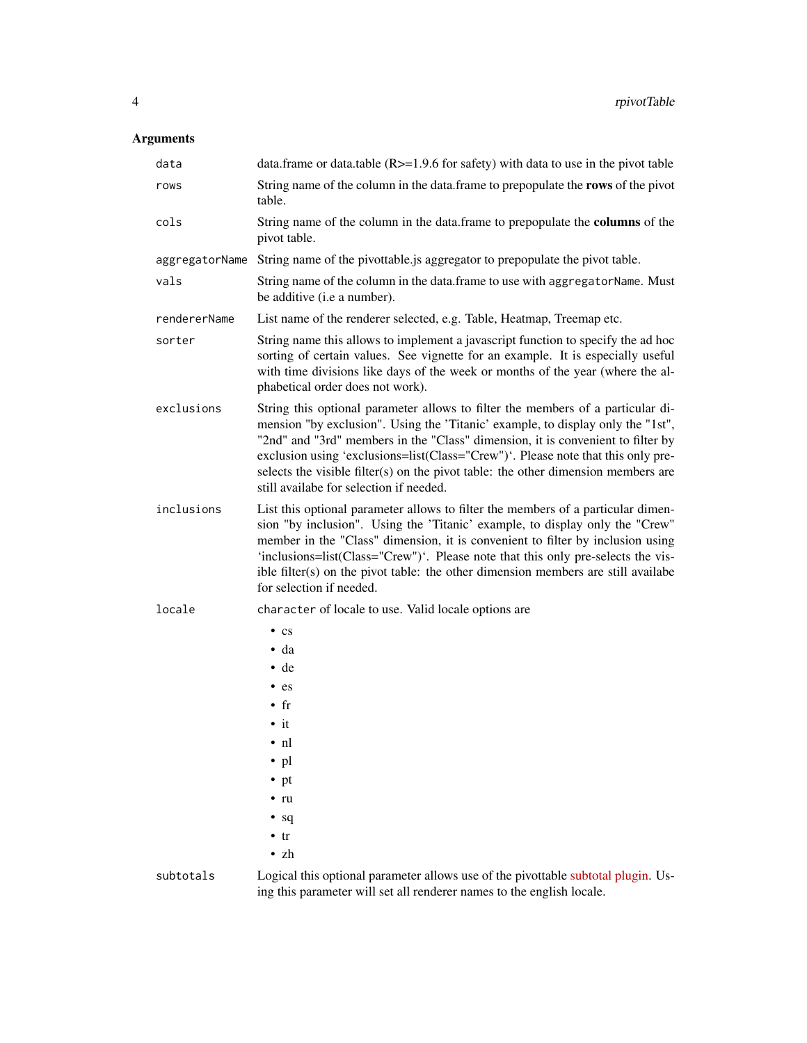## Arguments

- `data` — data.frame or data.table (R>=1.9.6 for safety) with data to use in the pivot table
- `rows` — String name of the column in the data.frame to prepopulate the **rows** of the pivot table.
- `cols` — String name of the column in the data.frame to prepopulate the **columns** of the pivot table.
- `aggregatorName` — String name of the pivottable.js aggregator to prepopulate the pivot table.
- `vals` — String name of the column in the data.frame to use with `aggregatorName`. Must be additive (i.e a number).
- `rendererName` — List name of the renderer selected, e.g. Table, Heatmap, Treemap etc.
- `sorter` — String name this allows to implement a javascript function to specify the ad hoc sorting of certain values. See vignette for an example. It is especially useful with time divisions like days of the week or months of the year (where the alphabetical order does not work).
- `exclusions` — String this optional parameter allows to filter the members of a particular dimension "by exclusion". Using the 'Titanic' example, to display only the "1st", "2nd" and "3rd" members in the "Class" dimension, it is convenient to filter by exclusion using 'exclusions=list(Class="Crew")'. Please note that this only pre-selects the visible filter(s) on the pivot table: the other dimension members are still availabe for selection if needed.
- `inclusions` — List this optional parameter allows to filter the members of a particular dimension "by inclusion". Using the 'Titanic' example, to display only the "Crew" member in the "Class" dimension, it is convenient to filter by inclusion using 'inclusions=list(Class="Crew")'. Please note that this only pre-selects the visible filter(s) on the pivot table: the other dimension members are still availabe for selection if needed.
- `locale` — `character` of locale to use. Valid locale options are
  - cs
  - da
  - de
  - es
  - fr
  - it
  - nl
  - pl
  - pt
  - ru
  - sq
  - tr
  - zh
- `subtotals` — Logical this optional parameter allows use of the pivottable subtotal plugin. Using this parameter will set all renderer names to the english locale.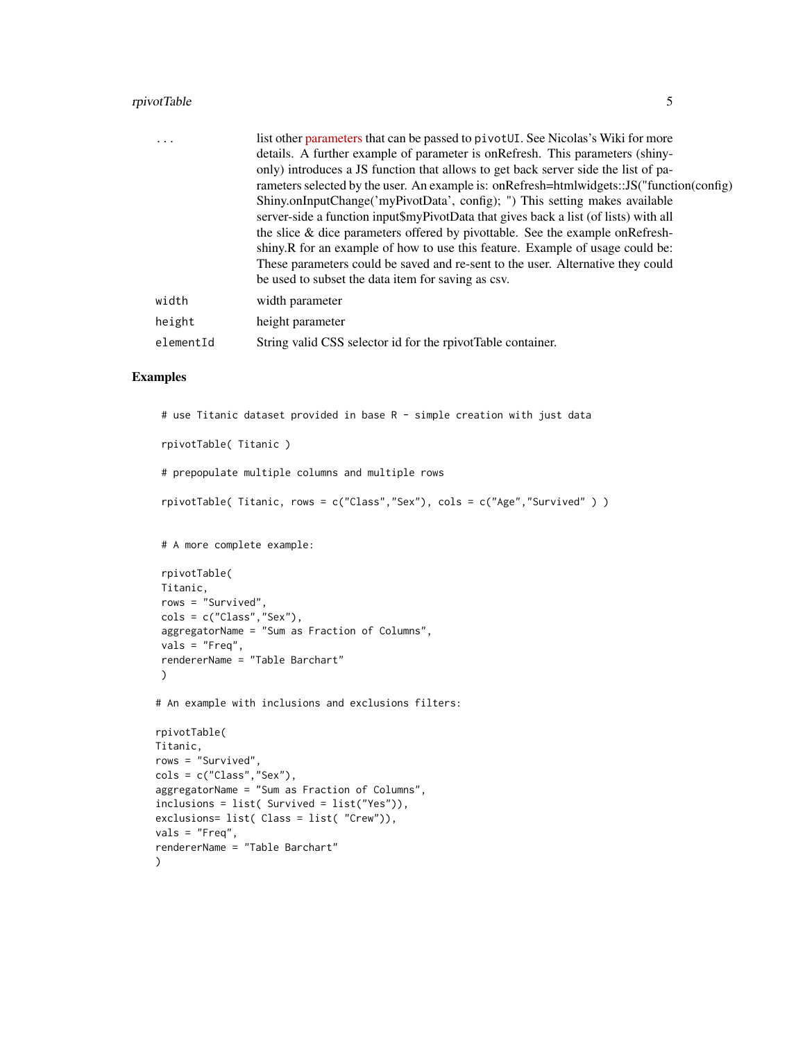| | |
|---|---|
| ... | list other parameters that can be passed to pivotUI. See Nicolas's Wiki for more details. A further example of parameter is onRefresh. This parameters (shiny-only) introduces a JS function that allows to get back server side the list of parameters selected by the user. An example is: onRefresh=htmlwidgets::JS("function(config) Shiny.onInputChange('myPivotData', config); ") This setting makes available server-side a function input$myPivotData that gives back a list (of lists) with all the slice & dice parameters offered by pivottable. See the example onRefresh-shiny.R for an example of how to use this feature. Example of usage could be: These parameters could be saved and re-sent to the user. Alternative they could be used to subset the data item for saving as csv. |
| width | width parameter |
| height | height parameter |
| elementId | String valid CSS selector id for the rpivotTable container. |

## Examples

```
 # use Titanic dataset provided in base R - simple creation with just data

 rpivotTable( Titanic )

 # prepopulate multiple columns and multiple rows

 rpivotTable( Titanic, rows = c("Class","Sex"), cols = c("Age","Survived" ) )


 # A more complete example:

 rpivotTable(
 Titanic,
 rows = "Survived",
 cols = c("Class","Sex"),
 aggregatorName = "Sum as Fraction of Columns",
 vals = "Freq",
 rendererName = "Table Barchart"
 )

# An example with inclusions and exclusions filters:

rpivotTable(
Titanic,
rows = "Survived",
cols = c("Class","Sex"),
aggregatorName = "Sum as Fraction of Columns",
inclusions = list( Survived = list("Yes")),
exclusions= list( Class = list( "Crew")),
vals = "Freq",
rendererName = "Table Barchart"
)
```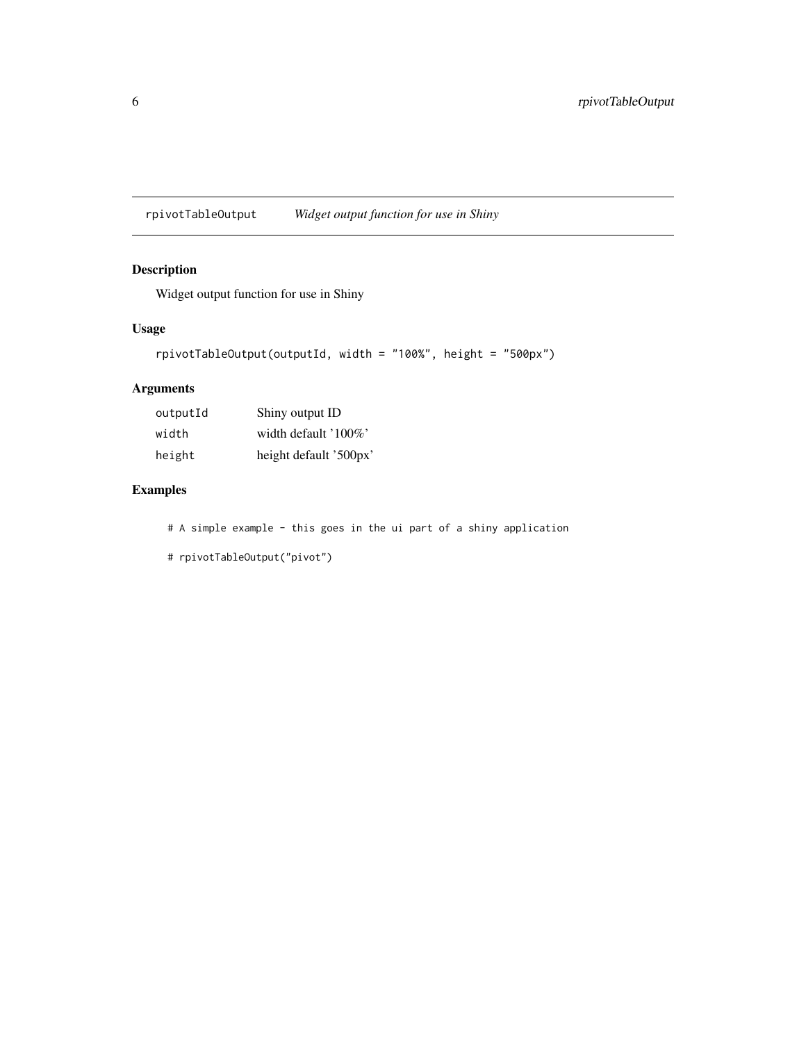## rpivotTableOutput *Widget output function for use in Shiny*

### Description

Widget output function for use in Shiny

### Usage

```
rpivotTableOutput(outputId, width = "100%", height = "500px")
```

### Arguments

| | |
|---|---|
| `outputId` | Shiny output ID |
| `width` | width default '100%' |
| `height` | height default '500px' |

### Examples

```
# A simple example - this goes in the ui part of a shiny application

# rpivotTableOutput("pivot")
```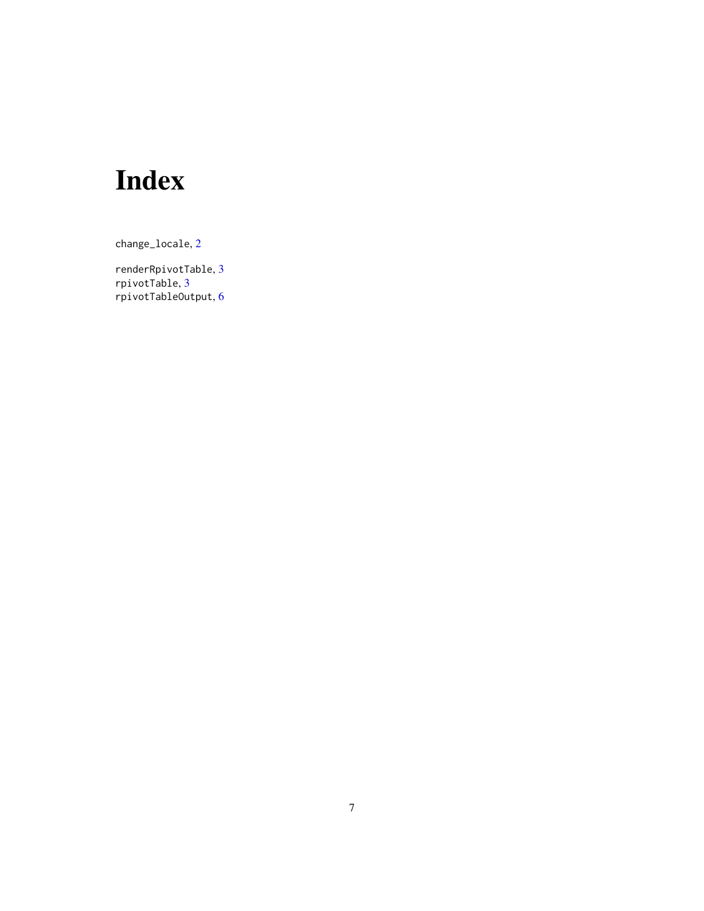# Index

change_locale, 2

renderRpivotTable, 3
rpivotTable, 3
rpivotTableOutput, 6